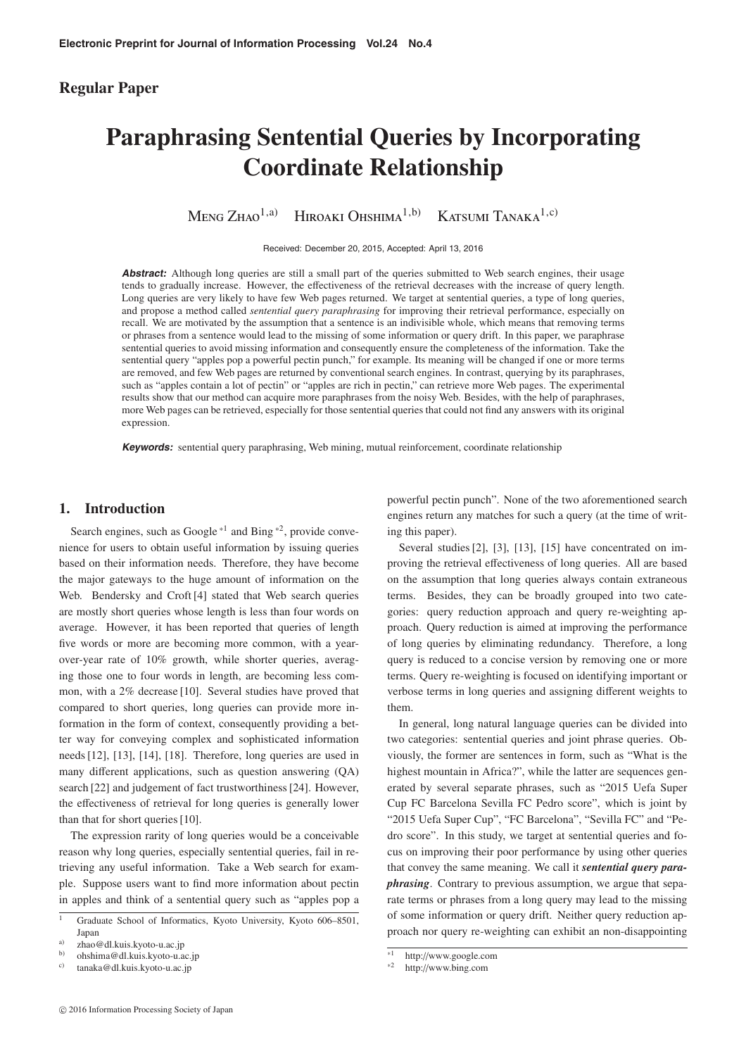Regular Paper

# Paraphrasing Sentential Queries by Incorporating Coordinate Relationship

Meng Zhao[1,a)] Hiroaki Ohshima[1,b)] Katsumi Tanaka[1,c)]

Received: December 20, 2015, Accepted: April 13, 2016

***Abstract:*** Although long queries are still a small part of the queries submitted to Web search engines, their usage tends to gradually increase. However, the effectiveness of the retrieval decreases with the increase of query length. Long queries are very likely to have few Web pages returned. We target at sentential queries, a type of long queries, and propose a method called *sentential query paraphrasing* for improving their retrieval performance, especially on recall. We are motivated by the assumption that a sentence is an indivisible whole, which means that removing terms or phrases from a sentence would lead to the missing of some information or query drift. In this paper, we paraphrase sentential queries to avoid missing information and consequently ensure the completeness of the information. Take the sentential query "apples pop a powerful pectin punch," for example. Its meaning will be changed if one or more terms are removed, and few Web pages are returned by conventional search engines. In contrast, querying by its paraphrases, such as "apples contain a lot of pectin" or "apples are rich in pectin," can retrieve more Web pages. The experimental results show that our method can acquire more paraphrases from the noisy Web. Besides, with the help of paraphrases, more Web pages can be retrieved, especially for those sentential queries that could not find any answers with its original expression.

***Keywords:*** sentential query paraphrasing, Web mining, mutual reinforcement, coordinate relationship

## 1. Introduction

Search engines, such as Google [*1] and Bing [*2], provide convenience for users to obtain useful information by issuing queries based on their information needs. Therefore, they have become the major gateways to the huge amount of information on the Web. Bendersky and Croft [4] stated that Web search queries are mostly short queries whose length is less than four words on average. However, it has been reported that queries of length five words or more are becoming more common, with a year-over-year rate of 10% growth, while shorter queries, averaging those one to four words in length, are becoming less common, with a 2% decrease [10]. Several studies have proved that compared to short queries, long queries can provide more information in the form of context, consequently providing a better way for conveying complex and sophisticated information needs [12], [13], [14], [18]. Therefore, long queries are used in many different applications, such as question answering (QA) search [22] and judgement of fact trustworthiness [24]. However, the effectiveness of retrieval for long queries is generally lower than that for short queries [10].

The expression rarity of long queries would be a conceivable reason why long queries, especially sentential queries, fail in retrieving any useful information. Take a Web search for example. Suppose users want to find more information about pectin in apples and think of a sentential query such as "apples pop a powerful pectin punch". None of the two aforementioned search engines return any matches for such a query (at the time of writing this paper).

Several studies [2], [3], [13], [15] have concentrated on improving the retrieval effectiveness of long queries. All are based on the assumption that long queries always contain extraneous terms. Besides, they can be broadly grouped into two categories: query reduction approach and query re-weighting approach. Query reduction is aimed at improving the performance of long queries by eliminating redundancy. Therefore, a long query is reduced to a concise version by removing one or more terms. Query re-weighting is focused on identifying important or verbose terms in long queries and assigning different weights to them.

In general, long natural language queries can be divided into two categories: sentential queries and joint phrase queries. Obviously, the former are sentences in form, such as "What is the highest mountain in Africa?", while the latter are sequences generated by several separate phrases, such as "2015 Uefa Super Cup FC Barcelona Sevilla FC Pedro score", which is joint by "2015 Uefa Super Cup", "FC Barcelona", "Sevilla FC" and "Pedro score". In this study, we target at sentential queries and focus on improving their poor performance by using other queries that convey the same meaning. We call it ***sentential query paraphrasing***. Contrary to previous assumption, we argue that separate terms or phrases from a long query may lead to the missing of some information or query drift. Neither query reduction approach nor query re-weighting can exhibit an non-disappointing

---

1 Graduate School of Informatics, Kyoto University, Kyoto 606–8501, Japan

a) zhao@dl.kuis.kyoto-u.ac.jp

b) ohshima@dl.kuis.kyoto-u.ac.jp

c) tanaka@dl.kuis.kyoto-u.ac.jp

*1 http://www.google.com

*2 http://www.bing.com

© 2016 Information Processing Society of Japan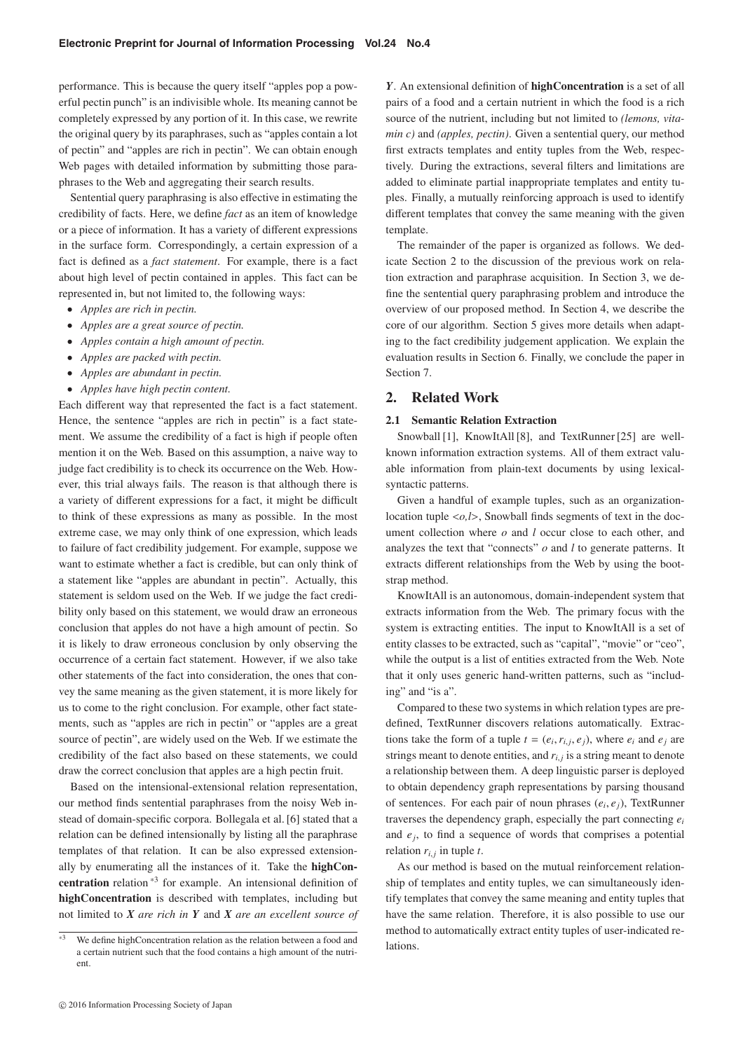performance. This is because the query itself "apples pop a powerful pectin punch" is an indivisible whole. Its meaning cannot be completely expressed by any portion of it. In this case, we rewrite the original query by its paraphrases, such as "apples contain a lot of pectin" and "apples are rich in pectin". We can obtain enough Web pages with detailed information by submitting those paraphrases to the Web and aggregating their search results.

Sentential query paraphrasing is also effective in estimating the credibility of facts. Here, we define *fact* as an item of knowledge or a piece of information. It has a variety of different expressions in the surface form. Correspondingly, a certain expression of a fact is defined as a *fact statement*. For example, there is a fact about high level of pectin contained in apples. This fact can be represented in, but not limited to, the following ways:

- *Apples are rich in pectin.*
- *Apples are a great source of pectin.*
- *Apples contain a high amount of pectin.*
- *Apples are packed with pectin.*
- *Apples are abundant in pectin.*
- *Apples have high pectin content.*

Each different way that represented the fact is a fact statement. Hence, the sentence "apples are rich in pectin" is a fact statement. We assume the credibility of a fact is high if people often mention it on the Web. Based on this assumption, a naive way to judge fact credibility is to check its occurrence on the Web. However, this trial always fails. The reason is that although there is a variety of different expressions for a fact, it might be difficult to think of these expressions as many as possible. In the most extreme case, we may only think of one expression, which leads to failure of fact credibility judgement. For example, suppose we want to estimate whether a fact is credible, but can only think of a statement like "apples are abundant in pectin". Actually, this statement is seldom used on the Web. If we judge the fact credibility only based on this statement, we would draw an erroneous conclusion that apples do not have a high amount of pectin. So it is likely to draw erroneous conclusion by only observing the occurrence of a certain fact statement. However, if we also take other statements of the fact into consideration, the ones that convey the same meaning as the given statement, it is more likely for us to come to the right conclusion. For example, other fact statements, such as "apples are rich in pectin" or "apples are a great source of pectin", are widely used on the Web. If we estimate the credibility of the fact also based on these statements, we could draw the correct conclusion that apples are a high pectin fruit.

Based on the intensional-extensional relation representation, our method finds sentential paraphrases from the noisy Web instead of domain-specific corpora. Bollegala et al. [6] stated that a relation can be defined intensionally by listing all the paraphrase templates of that relation. It can be also expressed extensionally by enumerating all the instances of it. Take the **highConcentration** relation [*3] for example. An intensional definition of **highConcentration** is described with templates, including but not limited to ***X*** *are rich in* ***Y*** and ***X*** *are an excellent source of* ***Y***. An extensional definition of **highConcentration** is a set of all pairs of a food and a certain nutrient in which the food is a rich source of the nutrient, including but not limited to *(lemons, vitamin c)* and *(apples, pectin)*. Given a sentential query, our method first extracts templates and entity tuples from the Web, respectively. During the extractions, several filters and limitations are added to eliminate partial inappropriate templates and entity tuples. Finally, a mutually reinforcing approach is used to identify different templates that convey the same meaning with the given template.

The remainder of the paper is organized as follows. We dedicate Section 2 to the discussion of the previous work on relation extraction and paraphrase acquisition. In Section 3, we define the sentential query paraphrasing problem and introduce the overview of our proposed method. In Section 4, we describe the core of our algorithm. Section 5 gives more details when adapting to the fact credibility judgement application. We explain the evaluation results in Section 6. Finally, we conclude the paper in Section 7.

## 2. Related Work

### 2.1 Semantic Relation Extraction

Snowball [1], KnowItAll [8], and TextRunner [25] are well-known information extraction systems. All of them extract valuable information from plain-text documents by using lexical-syntactic patterns.

Given a handful of example tuples, such as an organization-location tuple <*o*,*l*>, Snowball finds segments of text in the document collection where *o* and *l* occur close to each other, and analyzes the text that "connects" *o* and *l* to generate patterns. It extracts different relationships from the Web by using the bootstrap method.

KnowItAll is an autonomous, domain-independent system that extracts information from the Web. The primary focus with the system is extracting entities. The input to KnowItAll is a set of entity classes to be extracted, such as "capital", "movie" or "ceo", while the output is a list of entities extracted from the Web. Note that it only uses generic hand-written patterns, such as "including" and "is a".

Compared to these two systems in which relation types are predefined, TextRunner discovers relations automatically. Extractions take the form of a tuple $t = (e_i, r_{i,j}, e_j)$, where $e_i$ and $e_j$ are strings meant to denote entities, and $r_{i,j}$ is a string meant to denote a relationship between them. A deep linguistic parser is deployed to obtain dependency graph representations by parsing thousand of sentences. For each pair of noun phrases $(e_i, e_j)$, TextRunner traverses the dependency graph, especially the part connecting $e_i$ and $e_j$, to find a sequence of words that comprises a potential relation $r_{i,j}$ in tuple $t$.

As our method is based on the mutual reinforcement relationship of templates and entity tuples, we can simultaneously identify templates that convey the same meaning and entity tuples that have the same relation. Therefore, it is also possible to use our method to automatically extract entity tuples of user-indicated relations.

[*3] We define highConcentration relation as the relation between a food and a certain nutrient such that the food contains a high amount of the nutrient.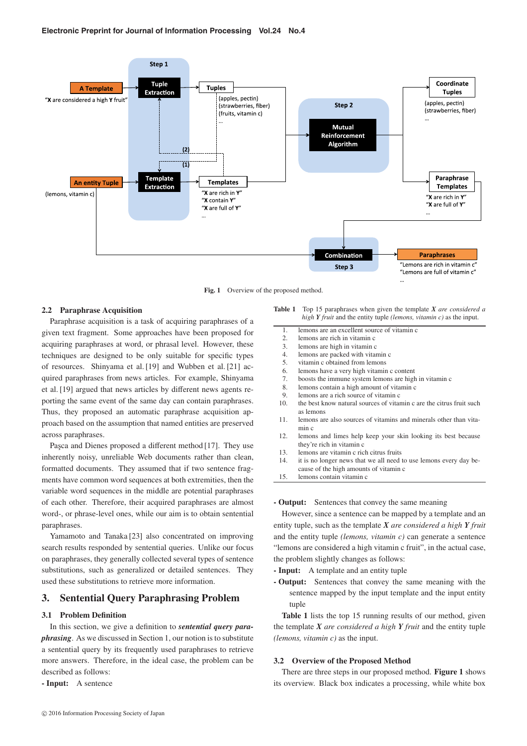Fig. 1 Overview of the proposed method.

## 2.2 Paraphrase Acquisition

Paraphrase acquisition is a task of acquiring paraphrases of a given text fragment. Some approaches have been proposed for acquiring paraphrases at word, or phrasal level. However, these techniques are designed to be only suitable for specific types of resources. Shinyama et al. [19] and Wubben et al. [21] acquired paraphrases from news articles. For example, Shinyama et al. [19] argued that news articles by different news agents reporting the same event of the same day can contain paraphrases. Thus, they proposed an automatic paraphrase acquisition approach based on the assumption that named entities are preserved across paraphrases.

Paşca and Dienes proposed a different method [17]. They use inherently noisy, unreliable Web documents rather than clean, formatted documents. They assumed that if two sentence fragments have common word sequences at both extremities, then the variable word sequences in the middle are potential paraphrases of each other. Therefore, their acquired paraphrases are almost word-, or phrase-level ones, while our aim is to obtain sentential paraphrases.

Yamamoto and Tanaka [23] also concentrated on improving search results responded by sentential queries. Unlike our focus on paraphrases, they generally collected several types of sentence substitutions, such as generalized or detailed sentences. They used these substitutions to retrieve more information.

# 3. Sentential Query Paraphrasing Problem

## 3.1 Problem Definition

In this section, we give a definition to ***sentential query paraphrasing***. As we discussed in Section 1, our notion is to substitute a sentential query by its frequently used paraphrases to retrieve more answers. Therefore, in the ideal case, the problem can be described as follows:

- **Input:** A sentence
- **Output:** Sentences that convey the same meaning

However, since a sentence can be mapped by a template and an entity tuple, such as the template ***X*** *are considered a high* ***Y*** *fruit* and the entity tuple *(lemons, vitamin c)* can generate a sentence "lemons are considered a high vitamin c fruit", in the actual case, the problem slightly changes as follows:

- **Input:** A template and an entity tuple
- **Output:** Sentences that convey the same meaning with the sentence mapped by the input template and the input entity tuple

**Table 1** lists the top 15 running results of our method, given the template ***X*** *are considered a high* ***Y*** *fruit* and the entity tuple *(lemons, vitamin c)* as the input.

**Table 1** Top 15 paraphrases when given the template ***X*** *are considered a high* ***Y*** *fruit* and the entity tuple *(lemons, vitamin c)* as the input.

| | |
|---|---|
| 1. | lemons are an excellent source of vitamin c |
| 2. | lemons are rich in vitamin c |
| 3. | lemons are high in vitamin c |
| 4. | lemons are packed with vitamin c |
| 5. | vitamin c obtained from lemons |
| 6. | lemons have a very high vitamin c content |
| 7. | boosts the immune system lemons are high in vitamin c |
| 8. | lemons contain a high amount of vitamin c |
| 9. | lemons are a rich source of vitamin c |
| 10. | the best know natural sources of vitamin c are the citrus fruit such as lemons |
| 11. | lemons are also sources of vitamins and minerals other than vitamin c |
| 12. | lemons and limes help keep your skin looking its best because they're rich in vitamin c |
| 13. | lemons are vitamin c rich citrus fruits |
| 14. | it is no longer news that we all need to use lemons every day because of the high amounts of vitamin c |
| 15. | lemons contain vitamin c |

## 3.2 Overview of the Proposed Method

There are three steps in our proposed method. **Figure 1** shows its overview. Black box indicates a processing, while white box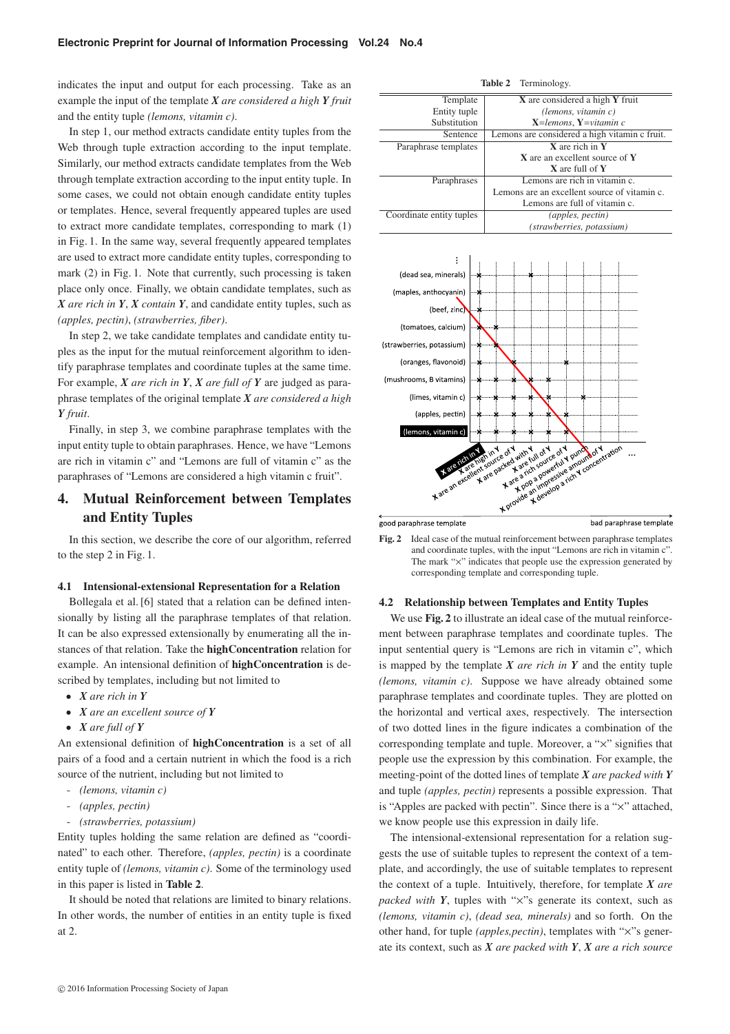indicates the input and output for each processing. Take as an example the input of the template ***X*** *are considered a high* ***Y*** *fruit* and the entity tuple *(lemons, vitamin c)*.

In step 1, our method extracts candidate entity tuples from the Web through tuple extraction according to the input template. Similarly, our method extracts candidate templates from the Web through template extraction according to the input entity tuple. In some cases, we could not obtain enough candidate entity tuples or templates. Hence, several frequently appeared tuples are used to extract more candidate templates, corresponding to mark (1) in Fig. 1. In the same way, several frequently appeared templates are used to extract more candidate entity tuples, corresponding to mark (2) in Fig. 1. Note that currently, such processing is taken place only once. Finally, we obtain candidate templates, such as ***X*** *are rich in* ***Y***, ***X*** *contain* ***Y***, and candidate entity tuples, such as *(apples, pectin)*, *(strawberries, fiber)*.

In step 2, we take candidate templates and candidate entity tuples as the input for the mutual reinforcement algorithm to identify paraphrase templates and coordinate tuples at the same time. For example, ***X*** *are rich in* ***Y***, ***X*** *are full of* ***Y*** are judged as paraphrase templates of the original template ***X*** *are considered a high* ***Y*** *fruit*.

Finally, in step 3, we combine paraphrase templates with the input entity tuple to obtain paraphrases. Hence, we have "Lemons are rich in vitamin c" and "Lemons are full of vitamin c" as the paraphrases of "Lemons are considered a high vitamin c fruit".

## 4. Mutual Reinforcement between Templates and Entity Tuples

In this section, we describe the core of our algorithm, referred to the step 2 in Fig. 1.

### 4.1 Intensional-extensional Representation for a Relation

Bollegala et al. [6] stated that a relation can be defined intensionally by listing all the paraphrase templates of that relation. It can be also expressed extensionally by enumerating all the instances of that relation. Take the **highConcentration** relation for example. An intensional definition of **highConcentration** is described by templates, including but not limited to

- ***X*** *are rich in* ***Y***
- ***X*** *are an excellent source of* ***Y***
- ***X*** *are full of* ***Y***

An extensional definition of **highConcentration** is a set of all pairs of a food and a certain nutrient in which the food is a rich source of the nutrient, including but not limited to

- *(lemons, vitamin c)*
- *(apples, pectin)*
- *(strawberries, potassium)*

Entity tuples holding the same relation are defined as "coordinated" to each other. Therefore, *(apples, pectin)* is a coordinate entity tuple of *(lemons, vitamin c)*. Some of the terminology used in this paper is listed in **Table 2**.

It should be noted that relations are limited to binary relations. In other words, the number of entities in an entity tuple is fixed at 2.

**Table 2** Terminology.

| | |
|---|---|
| Template | **X** are considered a high **Y** fruit |
| Entity tuple | *(lemons, vitamin c)* |
| Substitution | **X**=*lemons*, **Y**=*vitamin c* |
| Sentence | Lemons are considered a high vitamin c fruit. |
| Paraphrase templates | **X** are rich in **Y**<br>**X** are an excellent source of **Y**<br>**X** are full of **Y** |
| Paraphrases | Lemons are rich in vitamin c.<br>Lemons are an excellent source of vitamin c.<br>Lemons are full of vitamin c. |
| Coordinate entity tuples | *(apples, pectin)*<br>*(strawberries, potassium)* |

**Fig. 2** Ideal case of the mutual reinforcement between paraphrase templates and coordinate tuples, with the input "Lemons are rich in vitamin c". The mark "×" indicates that people use the expression generated by corresponding template and corresponding tuple.

### 4.2 Relationship between Templates and Entity Tuples

We use **Fig. 2** to illustrate an ideal case of the mutual reinforcement between paraphrase templates and coordinate tuples. The input sentential query is "Lemons are rich in vitamin c", which is mapped by the template ***X*** *are rich in* ***Y*** and the entity tuple *(lemons, vitamin c)*. Suppose we have already obtained some paraphrase templates and coordinate tuples. They are plotted on the horizontal and vertical axes, respectively. The intersection of two dotted lines in the figure indicates a combination of the corresponding template and tuple. Moreover, a "×" signifies that people use the expression by this combination. For example, the meeting-point of the dotted lines of template ***X*** *are packed with* ***Y*** and tuple *(apples, pectin)* represents a possible expression. That is "Apples are packed with pectin". Since there is a "×" attached, we know people use this expression in daily life.

The intensional-extensional representation for a relation suggests the use of suitable tuples to represent the context of a template, and accordingly, the use of suitable templates to represent the context of a tuple. Intuitively, therefore, for template ***X*** *are packed with* ***Y***, tuples with "×"s generate its context, such as *(lemons, vitamin c)*, *(dead sea, minerals)* and so forth. On the other hand, for tuple *(apples,pectin)*, templates with "×"s generate its context, such as ***X*** *are packed with* ***Y***, ***X*** *are a rich source*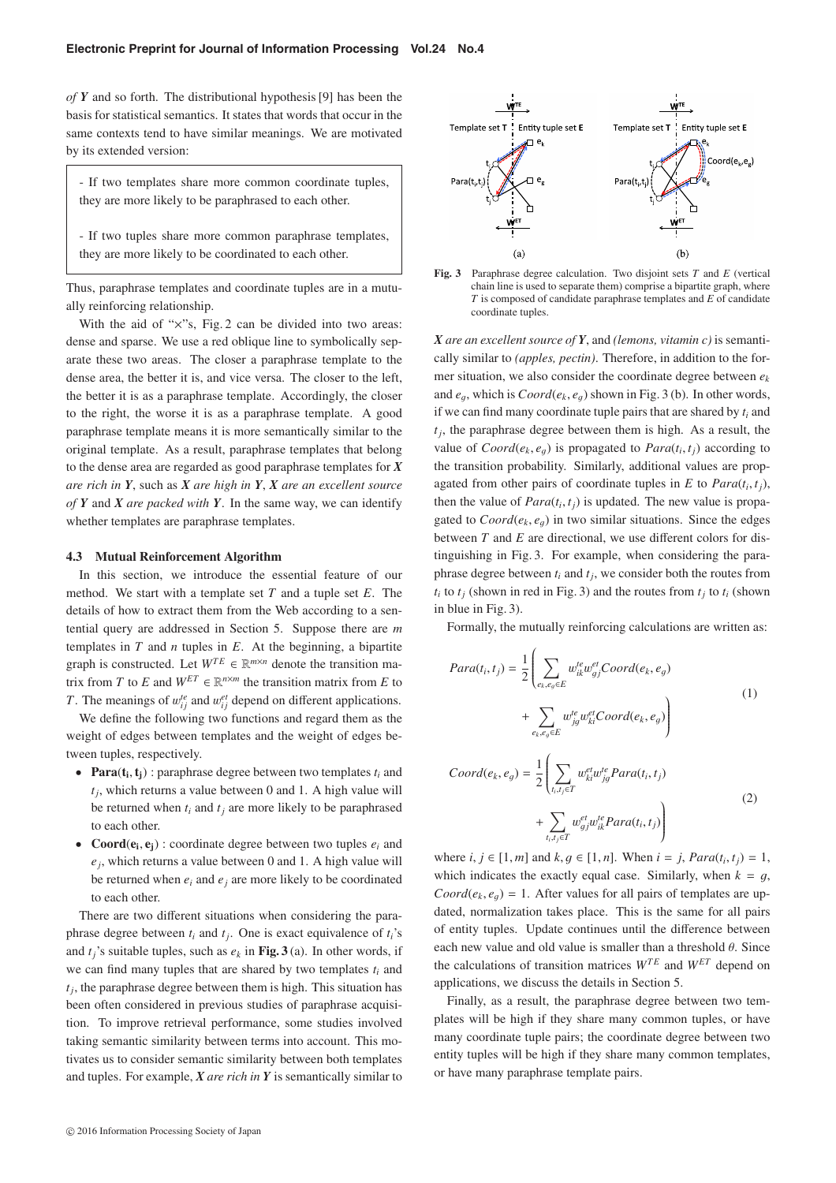*of **Y*** and so forth. The distributional hypothesis [9] has been the basis for statistical semantics. It states that words that occur in the same contexts tend to have similar meanings. We are motivated by its extended version:

> - If two templates share more common coordinate tuples, they are more likely to be paraphrased to each other.
>
> - If two tuples share more common paraphrase templates, they are more likely to be coordinated to each other.

Thus, paraphrase templates and coordinate tuples are in a mutually reinforcing relationship.

With the aid of "×"s, Fig. 2 can be divided into two areas: dense and sparse. We use a red oblique line to symbolically separate these two areas. The closer a paraphrase template to the dense area, the better it is, and vice versa. The closer to the left, the better it is as a paraphrase template. Accordingly, the closer to the right, the worse it is as a paraphrase template. A good paraphrase template means it is more semantically similar to the original template. As a result, paraphrase templates that belong to the dense area are regarded as good paraphrase templates for ***X** are rich in **Y***, such as ***X** are high in **Y***, ***X** are an excellent source of **Y*** and ***X** are packed with **Y***. In the same way, we can identify whether templates are paraphrase templates.

### 4.3 Mutual Reinforcement Algorithm

In this section, we introduce the essential feature of our method. We start with a template set $T$ and a tuple set $E$. The details of how to extract them from the Web according to a sentential query are addressed in Section 5. Suppose there are $m$ templates in $T$ and $n$ tuples in $E$. At the beginning, a bipartite graph is constructed. Let $W^{TE} \in \mathbb{R}^{m \times n}$ denote the transition matrix from $T$ to $E$ and $W^{ET} \in \mathbb{R}^{n \times m}$ the transition matrix from $E$ to $T$. The meanings of $w^{te}_{ij}$ and $w^{et}_{ij}$ depend on different applications.

We define the following two functions and regard them as the weight of edges between templates and the weight of edges between tuples, respectively.

- **Para($\mathbf{t_i}, \mathbf{t_j}$)** : paraphrase degree between two templates $t_i$ and $t_j$, which returns a value between 0 and 1. A high value will be returned when $t_i$ and $t_j$ are more likely to be paraphrased to each other.
- **Coord($\mathbf{e_i}, \mathbf{e_j}$)** : coordinate degree between two tuples $e_i$ and $e_j$, which returns a value between 0 and 1. A high value will be returned when $e_i$ and $e_j$ are more likely to be coordinated to each other.

There are two different situations when considering the paraphrase degree between $t_i$ and $t_j$. One is exact equivalence of $t_i$'s and $t_j$'s suitable tuples, such as $e_k$ in **Fig. 3** (a). In other words, if we can find many tuples that are shared by two templates $t_i$ and $t_j$, the paraphrase degree between them is high. This situation has been often considered in previous studies of paraphrase acquisition. To improve retrieval performance, some studies involved taking semantic similarity between terms into account. This motivates us to consider semantic similarity between both templates and tuples. For example, ***X** are rich in **Y*** is semantically similar to ***X** are an excellent source of **Y***, and *(lemons, vitamin c)* is semantically similar to *(apples, pectin)*. Therefore, in addition to the former situation, we also consider the coordinate degree between $e_k$ and $e_g$, which is $Coord(e_k, e_g)$ shown in Fig. 3 (b). In other words, if we can find many coordinate tuple pairs that are shared by $t_i$ and $t_j$, the paraphrase degree between them is high. As a result, the value of $Coord(e_k, e_g)$ is propagated to $Para(t_i, t_j)$ according to the transition probability. Similarly, additional values are propagated from other pairs of coordinate tuples in $E$ to $Para(t_i, t_j)$, then the value of $Para(t_i, t_j)$ is updated. The new value is propagated to $Coord(e_k, e_g)$ in two similar situations. Since the edges between $T$ and $E$ are directional, we use different colors for distinguishing in Fig. 3. For example, when considering the paraphrase degree between $t_i$ and $t_j$, we consider both the routes from $t_i$ to $t_j$ (shown in red in Fig. 3) and the routes from $t_j$ to $t_i$ (shown in blue in Fig. 3).

**Fig. 3** Paraphrase degree calculation. Two disjoint sets $T$ and $E$ (vertical chain line is used to separate them) comprise a bipartite graph, where $T$ is composed of candidate paraphrase templates and $E$ of candidate coordinate tuples.

Formally, the mutually reinforcing calculations are written as:

$$Para(t_i, t_j) = \frac{1}{2}\left( \sum_{e_k, e_g \in E} w^{te}_{ik} w^{et}_{gj} Coord(e_k, e_g) + \sum_{e_k, e_g \in E} w^{te}_{jg} w^{et}_{ki} Coord(e_k, e_g) \right) \quad (1)$$

$$Coord(e_k, e_g) = \frac{1}{2}\left( \sum_{t_i, t_j \in T} w^{et}_{ki} w^{te}_{jg} Para(t_i, t_j) + \sum_{t_i, t_j \in T} w^{et}_{gj} w^{te}_{ik} Para(t_i, t_j) \right) \quad (2)$$

where $i, j \in [1, m]$ and $k, g \in [1, n]$. When $i = j$, $Para(t_i, t_j) = 1$, which indicates the exactly equal case. Similarly, when $k = g$, $Coord(e_k, e_g) = 1$. After values for all pairs of templates are updated, normalization takes place. This is the same for all pairs of entity tuples. Update continues until the difference between each new value and old value is smaller than a threshold $\theta$. Since the calculations of transition matrices $W^{TE}$ and $W^{ET}$ depend on applications, we discuss the details in Section 5.

Finally, as a result, the paraphrase degree between two templates will be high if they share many common tuples, or have many coordinate tuple pairs; the coordinate degree between two entity tuples will be high if they share many common templates, or have many paraphrase template pairs.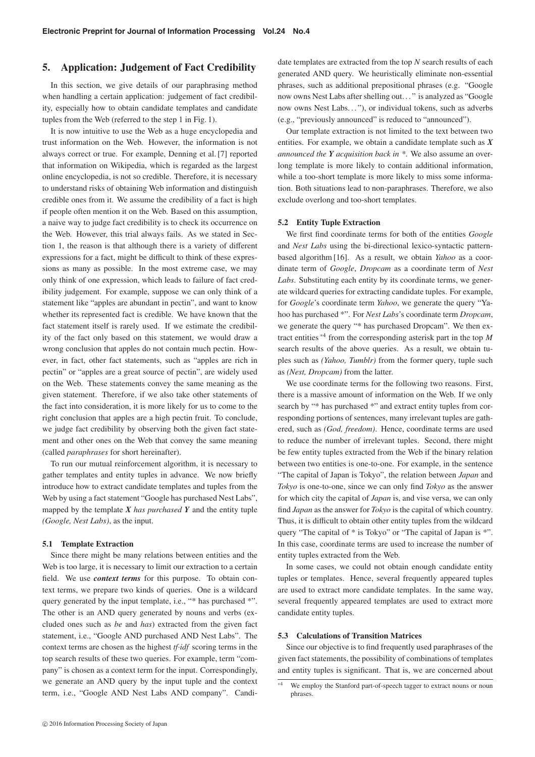## 5. Application: Judgement of Fact Credibility

In this section, we give details of our paraphrasing method when handling a certain application: judgement of fact credibility, especially how to obtain candidate templates and candidate tuples from the Web (referred to the step 1 in Fig. 1).

It is now intuitive to use the Web as a huge encyclopedia and trust information on the Web. However, the information is not always correct or true. For example, Denning et al. [7] reported that information on Wikipedia, which is regarded as the largest online encyclopedia, is not so credible. Therefore, it is necessary to understand risks of obtaining Web information and distinguish credible ones from it. We assume the credibility of a fact is high if people often mention it on the Web. Based on this assumption, a naive way to judge fact credibility is to check its occurrence on the Web. However, this trial always fails. As we stated in Section 1, the reason is that although there is a variety of different expressions for a fact, might be difficult to think of these expressions as many as possible. In the most extreme case, we may only think of one expression, which leads to failure of fact credibility judgement. For example, suppose we can only think of a statement like "apples are abundant in pectin", and want to know whether its represented fact is credible. We have known that the fact statement itself is rarely used. If we estimate the credibility of the fact only based on this statement, we would draw a wrong conclusion that apples do not contain much pectin. However, in fact, other fact statements, such as "apples are rich in pectin" or "apples are a great source of pectin", are widely used on the Web. These statements convey the same meaning as the given statement. Therefore, if we also take other statements of the fact into consideration, it is more likely for us to come to the right conclusion that apples are a high pectin fruit. To conclude, we judge fact credibility by observing both the given fact statement and other ones on the Web that convey the same meaning (called *paraphrases* for short hereinafter).

To run our mutual reinforcement algorithm, it is necessary to gather templates and entity tuples in advance. We now briefly introduce how to extract candidate templates and tuples from the Web by using a fact statement "Google has purchased Nest Labs", mapped by the template ***X** has purchased **Y*** and the entity tuple *(Google, Nest Labs)*, as the input.

### 5.1 Template Extraction

Since there might be many relations between entities and the Web is too large, it is necessary to limit our extraction to a certain field. We use ***context terms*** for this purpose. To obtain context terms, we prepare two kinds of queries. One is a wildcard query generated by the input template, i.e., "* has purchased *". The other is an AND query generated by nouns and verbs (excluded ones such as *be* and *has*) extracted from the given fact statement, i.e., "Google AND purchased AND Nest Labs". The context terms are chosen as the highest *tf·idf* scoring terms in the top search results of these two queries. For example, term "company" is chosen as a context term for the input. Correspondingly, we generate an AND query by the input tuple and the context term, i.e., "Google AND Nest Labs AND company". Candidate templates are extracted from the top *N* search results of each generated AND query. We heuristically eliminate non-essential phrases, such as additional prepositional phrases (e.g. "Google now owns Nest Labs after shelling out..." is analyzed as "Google now owns Nest Labs..."), or individual tokens, such as adverbs (e.g., "previously announced" is reduced to "announced").

Our template extraction is not limited to the text between two entities. For example, we obtain a candidate template such as ***X** announced the **Y** acquisition back in \**. We also assume an overlong template is more likely to contain additional information, while a too-short template is more likely to miss some information. Both situations lead to non-paraphrases. Therefore, we also exclude overlong and too-short templates.

### 5.2 Entity Tuple Extraction

We first find coordinate terms for both of the entities *Google* and *Nest Labs* using the bi-directional lexico-syntactic pattern-based algorithm [16]. As a result, we obtain *Yahoo* as a coordinate term of *Google*, *Dropcam* as a coordinate term of *Nest Labs*. Substituting each entity by its coordinate terms, we generate wildcard queries for extracting candidate tuples. For example, for *Google*'s coordinate term *Yahoo*, we generate the query "Yahoo has purchased *". For *Nest Labs*'s coordinate term *Dropcam*, we generate the query "* has purchased Dropcam". We then extract entities [*4] from the corresponding asterisk part in the top *M* search results of the above queries. As a result, we obtain tuples such as *(Yahoo, Tumblr)* from the former query, tuple such as *(Nest, Dropcam)* from the latter.

We use coordinate terms for the following two reasons. First, there is a massive amount of information on the Web. If we only search by "* has purchased *" and extract entity tuples from corresponding portions of sentences, many irrelevant tuples are gathered, such as *(God, freedom)*. Hence, coordinate terms are used to reduce the number of irrelevant tuples. Second, there might be few entity tuples extracted from the Web if the binary relation between two entities is one-to-one. For example, in the sentence "The capital of Japan is Tokyo", the relation between *Japan* and *Tokyo* is one-to-one, since we can only find *Tokyo* as the answer for which city the capital of *Japan* is, and vise versa, we can only find *Japan* as the answer for *Tokyo* is the capital of which country. Thus, it is difficult to obtain other entity tuples from the wildcard query "The capital of * is Tokyo" or "The capital of Japan is *". In this case, coordinate terms are used to increase the number of entity tuples extracted from the Web.

In some cases, we could not obtain enough candidate entity tuples or templates. Hence, several frequently appeared tuples are used to extract more candidate templates. In the same way, several frequently appeared templates are used to extract more candidate entity tuples.

### 5.3 Calculations of Transition Matrices

Since our objective is to find frequently used paraphrases of the given fact statements, the possibility of combinations of templates and entity tuples is significant. That is, we are concerned about

[*4] We employ the Stanford part-of-speech tagger to extract nouns or noun phrases.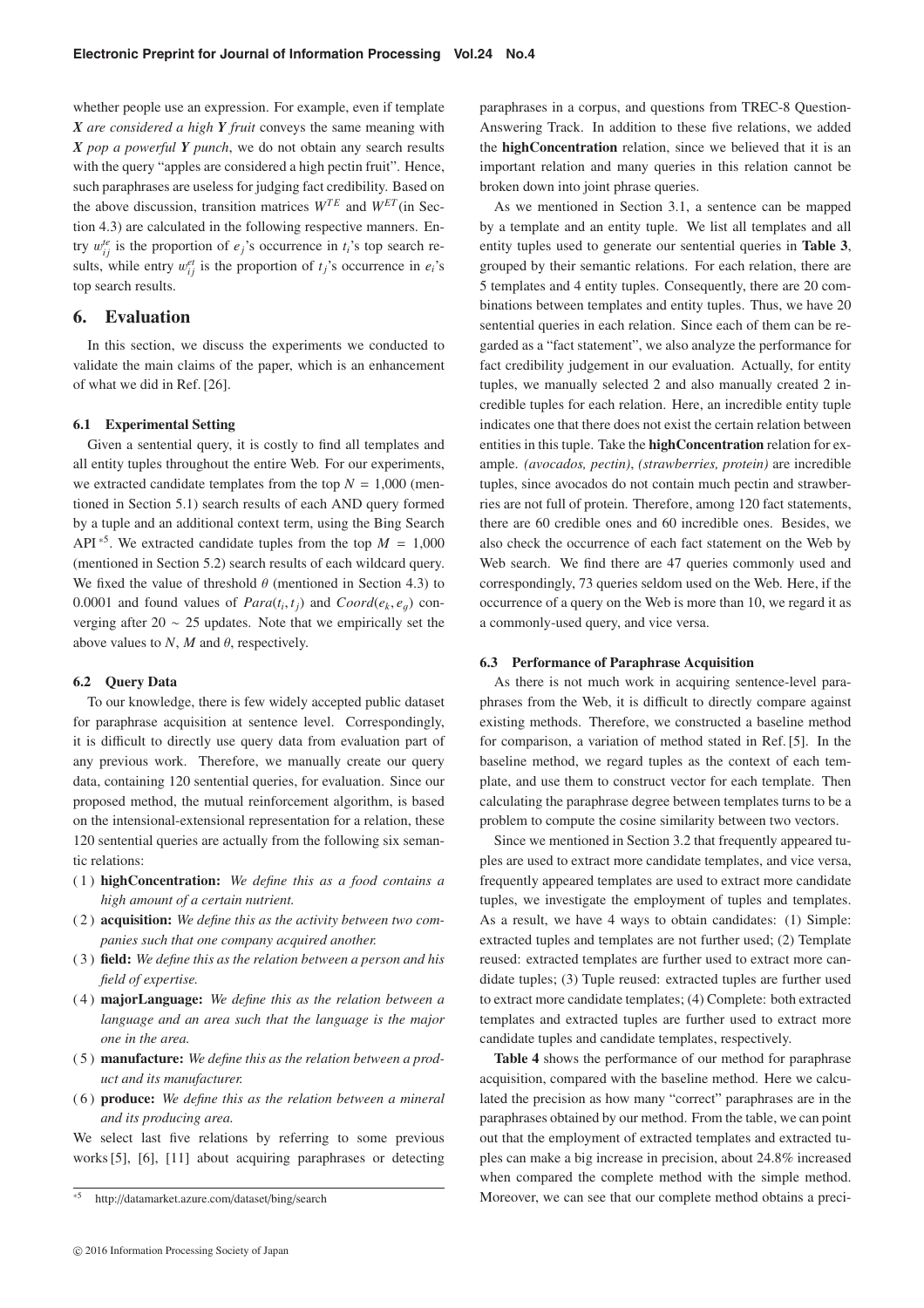whether people use an expression. For example, even if template ***X** are considered a high **Y** fruit* conveys the same meaning with ***X** pop a powerful **Y** punch*, we do not obtain any search results with the query "apples are considered a high pectin fruit". Hence, such paraphrases are useless for judging fact credibility. Based on the above discussion, transition matrices $W^{TE}$ and $W^{ET}$ (in Section 4.3) are calculated in the following respective manners. Entry $w^{te}_{ij}$ is the proportion of $e_j$'s occurrence in $t_i$'s top search results, while entry $w^{et}_{ij}$ is the proportion of $t_j$'s occurrence in $e_i$'s top search results.

## 6. Evaluation

In this section, we discuss the experiments we conducted to validate the main claims of the paper, which is an enhancement of what we did in Ref. [26].

### 6.1 Experimental Setting

Given a sentential query, it is costly to find all templates and all entity tuples throughout the entire Web. For our experiments, we extracted candidate templates from the top $N = 1{,}000$ (mentioned in Section 5.1) search results of each AND query formed by a tuple and an additional context term, using the Bing Search API [*5]. We extracted candidate tuples from the top $M = 1{,}000$ (mentioned in Section 5.2) search results of each wildcard query. We fixed the value of threshold $\theta$ (mentioned in Section 4.3) to 0.0001 and found values of $Para(t_i, t_j)$ and $Coord(e_k, e_g)$ converging after $20 \sim 25$ updates. Note that we empirically set the above values to $N$, $M$ and $\theta$, respectively.

### 6.2 Query Data

To our knowledge, there is few widely accepted public dataset for paraphrase acquisition at sentence level. Correspondingly, it is difficult to directly use query data from evaluation part of any previous work. Therefore, we manually create our query data, containing 120 sentential queries, for evaluation. Since our proposed method, the mutual reinforcement algorithm, is based on the intensional-extensional representation for a relation, these 120 sentential queries are actually from the following six semantic relations:

(1) **highConcentration:** *We define this as a food contains a high amount of a certain nutrient.*

(2) **acquisition:** *We define this as the activity between two companies such that one company acquired another.*

(3) **field:** *We define this as the relation between a person and his field of expertise.*

(4) **majorLanguage:** *We define this as the relation between a language and an area such that the language is the major one in the area.*

(5) **manufacture:** *We define this as the relation between a product and its manufacturer.*

(6) **produce:** *We define this as the relation between a mineral and its producing area.*

We select last five relations by referring to some previous works [5], [6], [11] about acquiring paraphrases or detecting paraphrases in a corpus, and questions from TREC-8 Question-Answering Track. In addition to these five relations, we added the **highConcentration** relation, since we believed that it is an important relation and many queries in this relation cannot be broken down into joint phrase queries.

As we mentioned in Section 3.1, a sentence can be mapped by a template and an entity tuple. We list all templates and all entity tuples used to generate our sentential queries in **Table 3**, grouped by their semantic relations. For each relation, there are 5 templates and 4 entity tuples. Consequently, there are 20 combinations between templates and entity tuples. Thus, we have 20 sentential queries in each relation. Since each of them can be regarded as a "fact statement", we also analyze the performance for fact credibility judgement in our evaluation. Actually, for entity tuples, we manually selected 2 and also manually created 2 incredible tuples for each relation. Here, an incredible entity tuple indicates one that there does not exist the certain relation between entities in this tuple. Take the **highConcentration** relation for example. *(avocados, pectin)*, *(strawberries, protein)* are incredible tuples, since avocados do not contain much pectin and strawberries are not full of protein. Therefore, among 120 fact statements, there are 60 credible ones and 60 incredible ones. Besides, we also check the occurrence of each fact statement on the Web by Web search. We find there are 47 queries commonly used and correspondingly, 73 queries seldom used on the Web. Here, if the occurrence of a query on the Web is more than 10, we regard it as a commonly-used query, and vice versa.

### 6.3 Performance of Paraphrase Acquisition

As there is not much work in acquiring sentence-level paraphrases from the Web, it is difficult to directly compare against existing methods. Therefore, we constructed a baseline method for comparison, a variation of method stated in Ref. [5]. In the baseline method, we regard tuples as the context of each template, and use them to construct vector for each template. Then calculating the paraphrase degree between templates turns to be a problem to compute the cosine similarity between two vectors.

Since we mentioned in Section 3.2 that frequently appeared tuples are used to extract more candidate templates, and vice versa, frequently appeared templates are used to extract more candidate tuples, we investigate the employment of tuples and templates. As a result, we have 4 ways to obtain candidates: (1) Simple: extracted tuples and templates are not further used; (2) Template reused: extracted templates are further used to extract more candidate tuples; (3) Tuple reused: extracted tuples are further used to extract more candidate templates; (4) Complete: both extracted templates and extracted tuples are further used to extract more candidate tuples and candidate templates, respectively.

**Table 4** shows the performance of our method for paraphrase acquisition, compared with the baseline method. Here we calculated the precision as how many "correct" paraphrases are in the paraphrases obtained by our method. From the table, we can point out that the employment of extracted templates and extracted tuples can make a big increase in precision, about 24.8% increased when compared the complete method with the simple method. Moreover, we can see that our complete method obtains a preci-

[*5] http://datamarket.azure.com/dataset/bing/search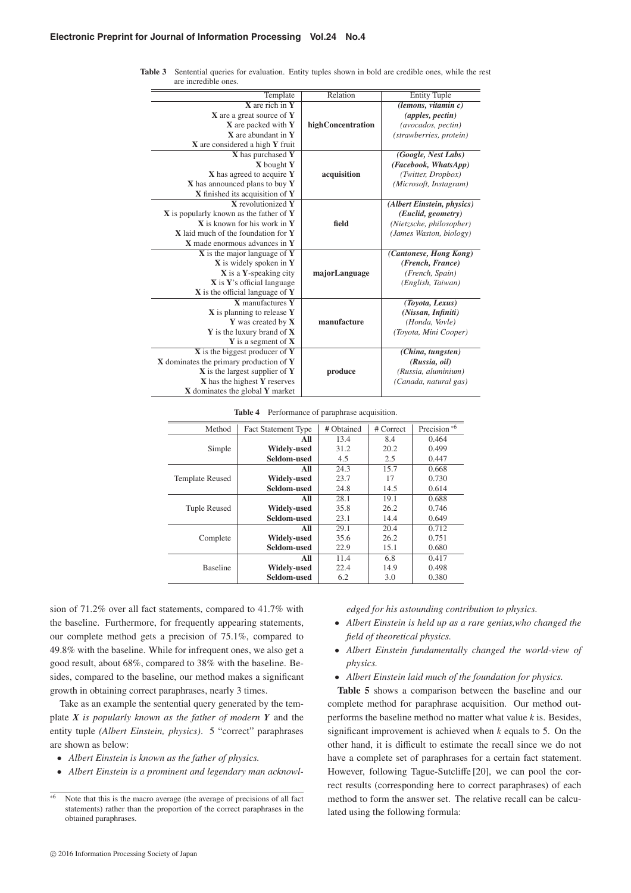**Table 3** Sentential queries for evaluation. Entity tuples shown in bold are credible ones, while the rest are incredible ones.

| Template | Relation | Entity Tuple |
|---|---|---|
| **X** are rich in **Y** | highConcentration | ***(lemons, vitamin c)*** |
| **X** are a great source of **Y** | | ***(apples, pectin)*** |
| **X** are packed with **Y** | | *(avocados, pectin)* |
| **X** are abundant in **Y** | | *(strawberries, protein)* |
| **X** are considered a high **Y** fruit | | |
| **X** has purchased **Y** | acquisition | ***(Google, Nest Labs)*** |
| **X** bought **Y** | | ***(Facebook, WhatsApp)*** |
| **X** has agreed to acquire **Y** | | *(Twitter, Dropbox)* |
| **X** has announced plans to buy **Y** | | *(Microsoft, Instagram)* |
| **X** finished its acquisition of **Y** | | |
| **X** revolutionized **Y** | field | ***(Albert Einstein, physics)*** |
| **X** is popularly known as the father of **Y** | | ***(Euclid, geometry)*** |
| **X** is known for his work in **Y** | | *(Nietzsche, philosopher)* |
| **X** laid much of the foundation for **Y** | | *(James Waston, biology)* |
| **X** made enormous advances in **Y** | | |
| **X** is the major language of **Y** | majorLanguage | ***(Cantonese, Hong Kong)*** |
| **X** is widely spoken in **Y** | | ***(French, France)*** |
| **X** is a **Y**-speaking city | | *(French, Spain)* |
| **X** is **Y**'s official language | | *(English, Taiwan)* |
| **X** is the official language of **Y** | | |
| **X** manufactures **Y** | manufacture | ***(Toyota, Lexus)*** |
| **X** is planning to release **Y** | | ***(Nissan, Infiniti)*** |
| **Y** was created by **X** | | *(Honda, Vovle)* |
| **Y** is the luxury brand of **X** | | *(Toyota, Mini Cooper)* |
| **Y** is a segment of **X** | | |
| **X** is the biggest producer of **Y** | produce | ***(China, tungsten)*** |
| **X** dominates the primary production of **Y** | | ***(Russia, oil)*** |
| **X** is the largest supplier of **Y** | | *(Russia, aluminium)* |
| **X** has the highest **Y** reserves | | *(Canada, natural gas)* |
| **X** dominates the global **Y** market | | |

**Table 4** Performance of paraphrase acquisition.

| Method | Fact Statement Type | # Obtained | # Correct | Precision [*6] |
|---|---|---|---|---|
| Simple | **All** | 13.4 | 8.4 | 0.464 |
| | **Widely-used** | 31.2 | 20.2 | 0.499 |
| | **Seldom-used** | 4.5 | 2.5 | 0.447 |
| Template Reused | **All** | 24.3 | 15.7 | 0.668 |
| | **Widely-used** | 23.7 | 17 | 0.730 |
| | **Seldom-used** | 24.8 | 14.5 | 0.614 |
| Tuple Reused | **All** | 28.1 | 19.1 | 0.688 |
| | **Widely-used** | 35.8 | 26.2 | 0.746 |
| | **Seldom-used** | 23.1 | 14.4 | 0.649 |
| Complete | **All** | 29.1 | 20.4 | 0.712 |
| | **Widely-used** | 35.6 | 26.2 | 0.751 |
| | **Seldom-used** | 22.9 | 15.1 | 0.680 |
| Baseline | **All** | 11.4 | 6.8 | 0.417 |
| | **Widely-used** | 22.4 | 14.9 | 0.498 |
| | **Seldom-used** | 6.2 | 3.0 | 0.380 |

sion of 71.2% over all fact statements, compared to 41.7% with the baseline. Furthermore, for frequently appearing statements, our complete method gets a precision of 75.1%, compared to 49.8% with the baseline. While for infrequent ones, we also get a good result, about 68%, compared to 38% with the baseline. Besides, compared to the baseline, our method makes a significant growth in obtaining correct paraphrases, nearly 3 times.

Take as an example the sentential query generated by the template ***X** is popularly known as the father of modern **Y*** and the entity tuple *(Albert Einstein, physics)*. 5 "correct" paraphrases are shown as below:

- *Albert Einstein is known as the father of physics.*
- *Albert Einstein is a prominent and legendary man acknowledged for his astounding contribution to physics.*
- *Albert Einstein is held up as a rare genius,who changed the field of theoretical physics.*
- *Albert Einstein fundamentally changed the world-view of physics.*
- *Albert Einstein laid much of the foundation for physics.*

**Table 5** shows a comparison between the baseline and our complete method for paraphrase acquisition. Our method outperforms the baseline method no matter what value $k$ is. Besides, significant improvement is achieved when $k$ equals to 5. On the other hand, it is difficult to estimate the recall since we do not have a complete set of paraphrases for a certain fact statement. However, following Tague-Sutcliffe [20], we can pool the correct results (corresponding here to correct paraphrases) of each method to form the answer set. The relative recall can be calculated using the following formula:

[*6] Note that this is the macro average (the average of precisions of all fact statements) rather than the proportion of the correct paraphrases in the obtained paraphrases.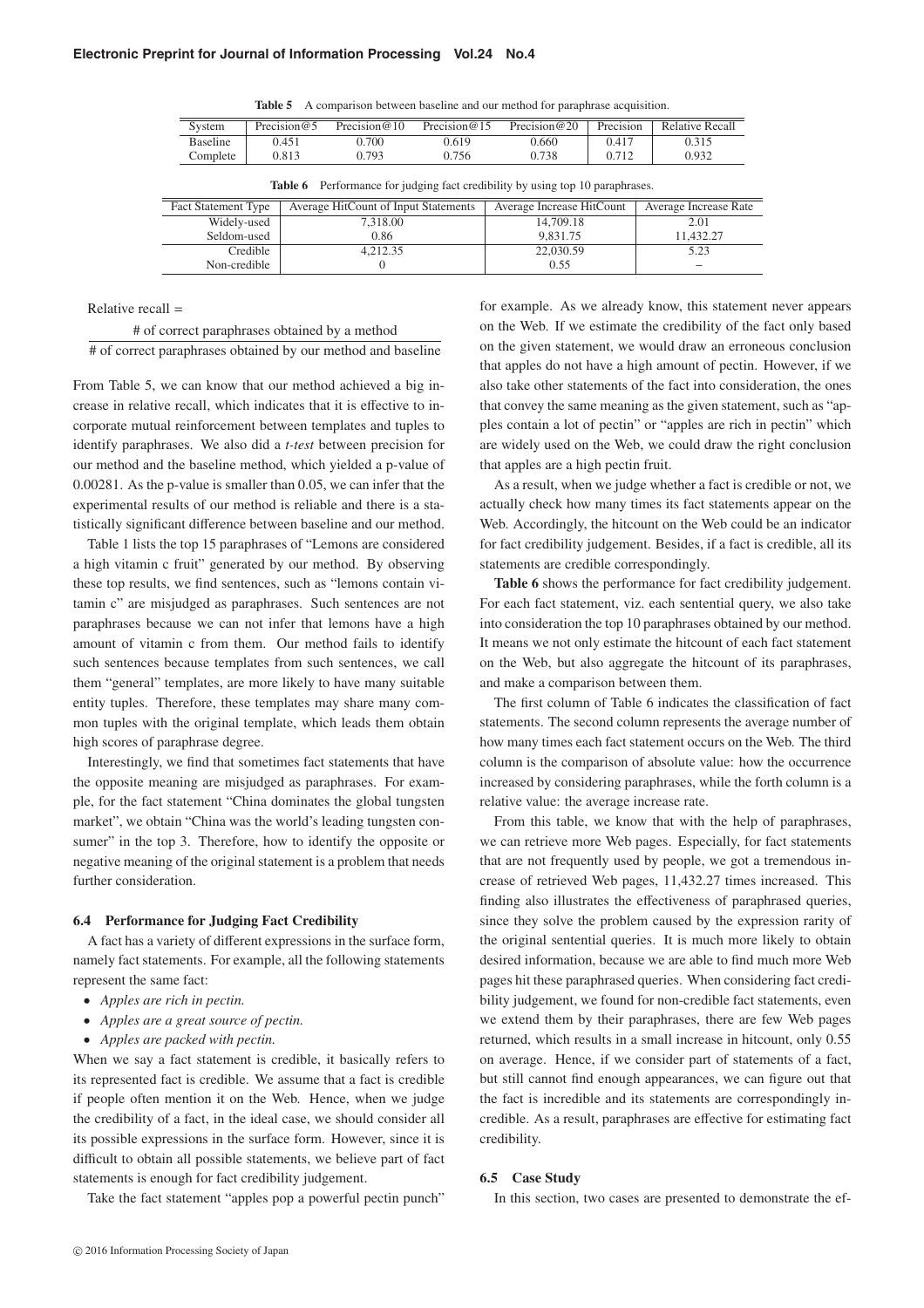**Table 5** A comparison between baseline and our method for paraphrase acquisition.

| System | Precision@5 | Precision@10 | Precision@15 | Precision@20 | Precision | Relative Recall |
|---|---|---|---|---|---|---|
| Baseline | 0.451 | 0.700 | 0.619 | 0.660 | 0.417 | 0.315 |
| Complete | 0.813 | 0.793 | 0.756 | 0.738 | 0.712 | 0.932 |

**Table 6** Performance for judging fact credibility by using top 10 paraphrases.

| Fact Statement Type | Average HitCount of Input Statements | Average Increase HitCount | Average Increase Rate |
|---|---|---|---|
| Widely-used | 7,318.00 | 14,709.18 | 2.01 |
| Seldom-used | 0.86 | 9,831.75 | 11,432.27 |
| Credible | 4,212.35 | 22,030.59 | 5.23 |
| Non-credible | 0 | 0.55 | – |

$$\text{Relative recall} = \frac{\text{\# of correct paraphrases obtained by a method}}{\text{\# of correct paraphrases obtained by our method and baseline}}$$

From Table 5, we can know that our method achieved a big increase in relative recall, which indicates that it is effective to incorporate mutual reinforcement between templates and tuples to identify paraphrases. We also did a *t-test* between precision for our method and the baseline method, which yielded a p-value of 0.00281. As the p-value is smaller than 0.05, we can infer that the experimental results of our method is reliable and there is a statistically significant difference between baseline and our method.

Table 1 lists the top 15 paraphrases of "Lemons are considered a high vitamin c fruit" generated by our method. By observing these top results, we find sentences, such as "lemons contain vitamin c" are misjudged as paraphrases. Such sentences are not paraphrases because we can not infer that lemons have a high amount of vitamin c from them. Our method fails to identify such sentences because templates from such sentences, we call them "general" templates, are more likely to have many suitable entity tuples. Therefore, these templates may share many common tuples with the original template, which leads them obtain high scores of paraphrase degree.

Interestingly, we find that sometimes fact statements that have the opposite meaning are misjudged as paraphrases. For example, for the fact statement "China dominates the global tungsten market", we obtain "China was the world's leading tungsten consumer" in the top 3. Therefore, how to identify the opposite or negative meaning of the original statement is a problem that needs further consideration.

### 6.4 Performance for Judging Fact Credibility

A fact has a variety of different expressions in the surface form, namely fact statements. For example, all the following statements represent the same fact:

- *Apples are rich in pectin.*
- *Apples are a great source of pectin.*
- *Apples are packed with pectin.*

When we say a fact statement is credible, it basically refers to its represented fact is credible. We assume that a fact is credible if people often mention it on the Web. Hence, when we judge the credibility of a fact, in the ideal case, we should consider all its possible expressions in the surface form. However, since it is difficult to obtain all possible statements, we believe part of fact statements is enough for fact credibility judgement.

Take the fact statement "apples pop a powerful pectin punch" for example. As we already know, this statement never appears on the Web. If we estimate the credibility of the fact only based on the given statement, we would draw an erroneous conclusion that apples do not have a high amount of pectin. However, if we also take other statements of the fact into consideration, the ones that convey the same meaning as the given statement, such as "apples contain a lot of pectin" or "apples are rich in pectin" which are widely used on the Web, we could draw the right conclusion that apples are a high pectin fruit.

As a result, when we judge whether a fact is credible or not, we actually check how many times its fact statements appear on the Web. Accordingly, the hitcount on the Web could be an indicator for fact credibility judgement. Besides, if a fact is credible, all its statements are credible correspondingly.

**Table 6** shows the performance for fact credibility judgement. For each fact statement, viz. each sentential query, we also take into consideration the top 10 paraphrases obtained by our method. It means we not only estimate the hitcount of each fact statement on the Web, but also aggregate the hitcount of its paraphrases, and make a comparison between them.

The first column of Table 6 indicates the classification of fact statements. The second column represents the average number of how many times each fact statement occurs on the Web. The third column is the comparison of absolute value: how the occurrence increased by considering paraphrases, while the forth column is a relative value: the average increase rate.

From this table, we know that with the help of paraphrases, we can retrieve more Web pages. Especially, for fact statements that are not frequently used by people, we got a tremendous increase of retrieved Web pages, 11,432.27 times increased. This finding also illustrates the effectiveness of paraphrased queries, since they solve the problem caused by the expression rarity of the original sentential queries. It is much more likely to obtain desired information, because we are able to find much more Web pages hit these paraphrased queries. When considering fact credibility judgement, we found for non-credible fact statements, even we extend them by their paraphrases, there are few Web pages returned, which results in a small increase in hitcount, only 0.55 on average. Hence, if we consider part of statements of a fact, but still cannot find enough appearances, we can figure out that the fact is incredible and its statements are correspondingly incredible. As a result, paraphrases are effective for estimating fact credibility.

### 6.5 Case Study

In this section, two cases are presented to demonstrate the ef-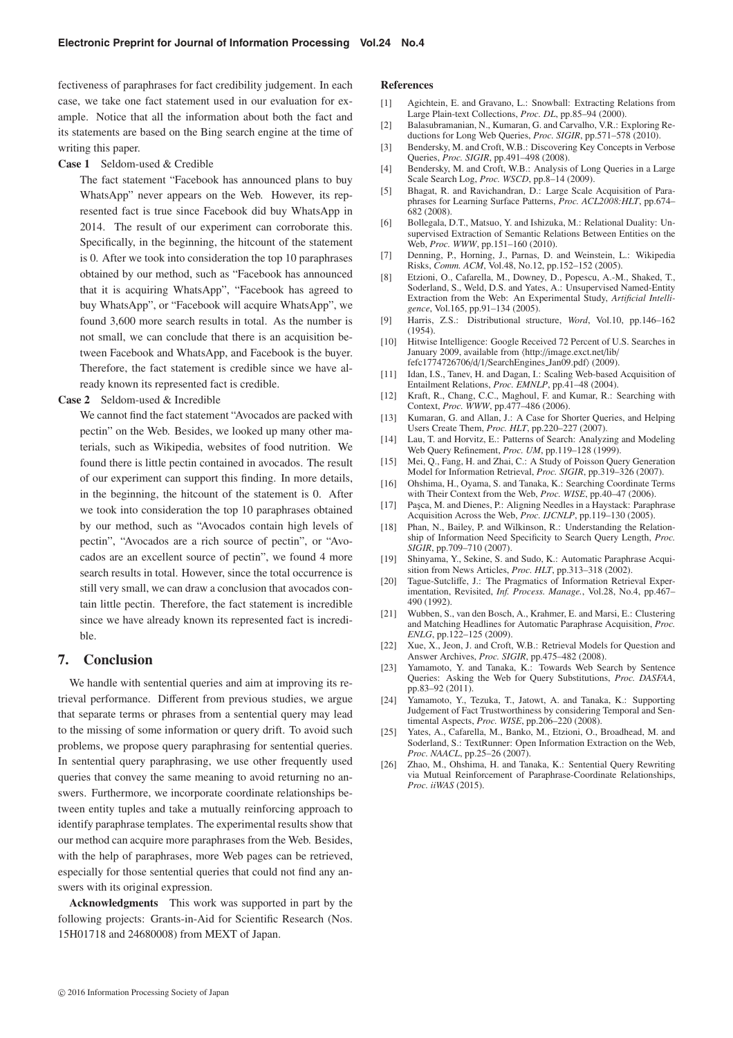fectiveness of paraphrases for fact credibility judgement. In each case, we take one fact statement used in our evaluation for example. Notice that all the information about both the fact and its statements are based on the Bing search engine at the time of writing this paper.

**Case 1** Seldom-used & Credible

The fact statement "Facebook has announced plans to buy WhatsApp" never appears on the Web. However, its represented fact is true since Facebook did buy WhatsApp in 2014. The result of our experiment can corroborate this. Specifically, in the beginning, the hitcount of the statement is 0. After we took into consideration the top 10 paraphrases obtained by our method, such as "Facebook has announced that it is acquiring WhatsApp", "Facebook has agreed to buy WhatsApp", or "Facebook will acquire WhatsApp", we found 3,600 more search results in total. As the number is not small, we can conclude that there is an acquisition between Facebook and WhatsApp, and Facebook is the buyer. Therefore, the fact statement is credible since we have already known its represented fact is credible.

**Case 2** Seldom-used & Incredible

We cannot find the fact statement "Avocados are packed with pectin" on the Web. Besides, we looked up many other materials, such as Wikipedia, websites of food nutrition. We found there is little pectin contained in avocados. The result of our experiment can support this finding. In more details, in the beginning, the hitcount of the statement is 0. After we took into consideration the top 10 paraphrases obtained by our method, such as "Avocados contain high levels of pectin", "Avocados are a rich source of pectin", or "Avocados are an excellent source of pectin", we found 4 more search results in total. However, since the total occurrence is still very small, we can draw a conclusion that avocados contain little pectin. Therefore, the fact statement is incredible since we have already known its represented fact is incredible.

## 7. Conclusion

We handle with sentential queries and aim at improving its retrieval performance. Different from previous studies, we argue that separate terms or phrases from a sentential query may lead to the missing of some information or query drift. To avoid such problems, we propose query paraphrasing for sentential queries. In sentential query paraphrasing, we use other frequently used queries that convey the same meaning to avoid returning no answers. Furthermore, we incorporate coordinate relationships between entity tuples and take a mutually reinforcing approach to identify paraphrase templates. The experimental results show that our method can acquire more paraphrases from the Web. Besides, with the help of paraphrases, more Web pages can be retrieved, especially for those sentential queries that could not find any answers with its original expression.

**Acknowledgments** This work was supported in part by the following projects: Grants-in-Aid for Scientific Research (Nos. 15H01718 and 24680008) from MEXT of Japan.

### References

[1] Agichtein, E. and Gravano, L.: Snowball: Extracting Relations from Large Plain-text Collections, *Proc. DL*, pp.85–94 (2000).

[2] Balasubramanian, N., Kumaran, G. and Carvalho, V.R.: Exploring Reductions for Long Web Queries, *Proc. SIGIR*, pp.571–578 (2010).

[3] Bendersky, M. and Croft, W.B.: Discovering Key Concepts in Verbose Queries, *Proc. SIGIR*, pp.491–498 (2008).

[4] Bendersky, M. and Croft, W.B.: Analysis of Long Queries in a Large Scale Search Log, *Proc. WSCD*, pp.8–14 (2009).

[5] Bhagat, R. and Ravichandran, D.: Large Scale Acquisition of Paraphrases for Learning Surface Patterns, *Proc. ACL2008:HLT*, pp.674–682 (2008).

[6] Bollegala, D.T., Matsuo, Y. and Ishizuka, M.: Relational Duality: Unsupervised Extraction of Semantic Relations Between Entities on the Web, *Proc. WWW*, pp.151–160 (2010).

[7] Denning, P., Horning, J., Parnas, D. and Weinstein, L.: Wikipedia Risks, *Comm. ACM*, Vol.48, No.12, pp.152–152 (2005).

[8] Etzioni, O., Cafarella, M., Downey, D., Popescu, A.-M., Shaked, T., Soderland, S., Weld, D.S. and Yates, A.: Unsupervised Named-Entity Extraction from the Web: An Experimental Study, *Artificial Intelligence*, Vol.165, pp.91–134 (2005).

[9] Harris, Z.S.: Distributional structure, *Word*, Vol.10, pp.146–162 (1954).

[10] Hitwise Intelligence: Google Received 72 Percent of U.S. Searches in January 2009, available from ⟨http://image.exct.net/lib/fefc1774726706/d/1/SearchEngines_Jan09.pdf⟩ (2009).

[11] Idan, I.S., Tanev, H. and Dagan, I.: Scaling Web-based Acquisition of Entailment Relations, *Proc. EMNLP*, pp.41–48 (2004).

[12] Kraft, R., Chang, C.C., Maghoul, F. and Kumar, R.: Searching with Context, *Proc. WWW*, pp.477–486 (2006).

[13] Kumaran, G. and Allan, J.: A Case for Shorter Queries, and Helping Users Create Them, *Proc. HLT*, pp.220–227 (2007).

[14] Lau, T. and Horvitz, E.: Patterns of Search: Analyzing and Modeling Web Query Refinement, *Proc. UM*, pp.119–128 (1999).

[15] Mei, Q., Fang, H. and Zhai, C.: A Study of Poisson Query Generation Model for Information Retrieval, *Proc. SIGIR*, pp.319–326 (2007).

[16] Ohshima, H., Oyama, S. and Tanaka, K.: Searching Coordinate Terms with Their Context from the Web, *Proc. WISE*, pp.40–47 (2006).

[17] Paşca, M. and Dienes, P.: Aligning Needles in a Haystack: Paraphrase Acquisition Across the Web, *Proc. IJCNLP*, pp.119–130 (2005).

[18] Phan, N., Bailey, P. and Wilkinson, R.: Understanding the Relationship of Information Need Specificity to Search Query Length, *Proc. SIGIR*, pp.709–710 (2007).

[19] Shinyama, Y., Sekine, S. and Sudo, K.: Automatic Paraphrase Acquisition from News Articles, *Proc. HLT*, pp.313–318 (2002).

[20] Tague-Sutcliffe, J.: The Pragmatics of Information Retrieval Experimentation, Revisited, *Inf. Process. Manage.*, Vol.28, No.4, pp.467–490 (1992).

[21] Wubben, S., van den Bosch, A., Krahmer, E. and Marsi, E.: Clustering and Matching Headlines for Automatic Paraphrase Acquisition, *Proc. ENLG*, pp.122–125 (2009).

[22] Xue, X., Jeon, J. and Croft, W.B.: Retrieval Models for Question and Answer Archives, *Proc. SIGIR*, pp.475–482 (2008).

[23] Yamamoto, Y. and Tanaka, K.: Towards Web Search by Sentence Queries: Asking the Web for Query Substitutions, *Proc. DASFAA*, pp.83–92 (2011).

[24] Yamamoto, Y., Tezuka, T., Jatowt, A. and Tanaka, K.: Supporting Judgement of Fact Trustworthiness by considering Temporal and Sentimental Aspects, *Proc. WISE*, pp.206–220 (2008).

[25] Yates, A., Cafarella, M., Banko, M., Etzioni, O., Broadhead, M. and Soderland, S.: TextRunner: Open Information Extraction on the Web, *Proc. NAACL*, pp.25–26 (2007).

[26] Zhao, M., Ohshima, H. and Tanaka, K.: Sentential Query Rewriting via Mutual Reinforcement of Paraphrase-Coordinate Relationships, *Proc. iiWAS* (2015).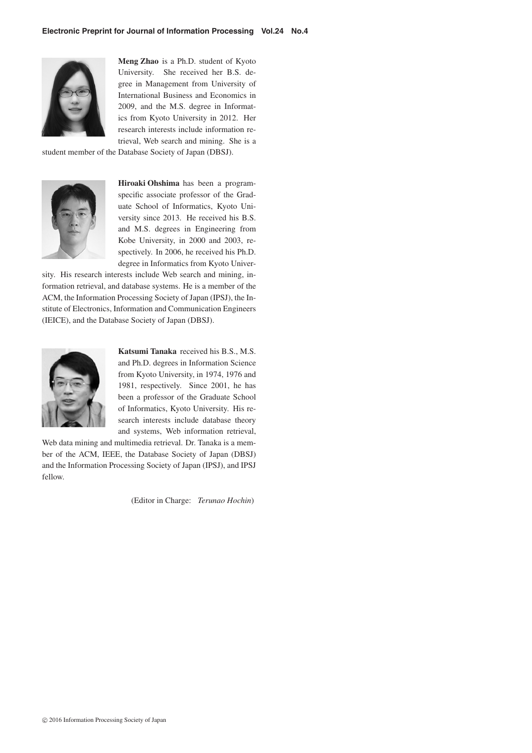**Meng Zhao** is a Ph.D. student of Kyoto University. She received her B.S. degree in Management from University of International Business and Economics in 2009, and the M.S. degree in Informatics from Kyoto University in 2012. Her research interests include information retrieval, Web search and mining. She is a student member of the Database Society of Japan (DBSJ).

**Hiroaki Ohshima** has been a program-specific associate professor of the Graduate School of Informatics, Kyoto University since 2013. He received his B.S. and M.S. degrees in Engineering from Kobe University, in 2000 and 2003, respectively. In 2006, he received his Ph.D. degree in Informatics from Kyoto University. His research interests include Web search and mining, information retrieval, and database systems. He is a member of the ACM, the Information Processing Society of Japan (IPSJ), the Institute of Electronics, Information and Communication Engineers (IEICE), and the Database Society of Japan (DBSJ).

**Katsumi Tanaka** received his B.S., M.S. and Ph.D. degrees in Information Science from Kyoto University, in 1974, 1976 and 1981, respectively. Since 2001, he has been a professor of the Graduate School of Informatics, Kyoto University. His research interests include database theory and systems, Web information retrieval, Web data mining and multimedia retrieval. Dr. Tanaka is a member of the ACM, IEEE, the Database Society of Japan (DBSJ) and the Information Processing Society of Japan (IPSJ), and IPSJ fellow.

(Editor in Charge: *Terunao Hochin*)